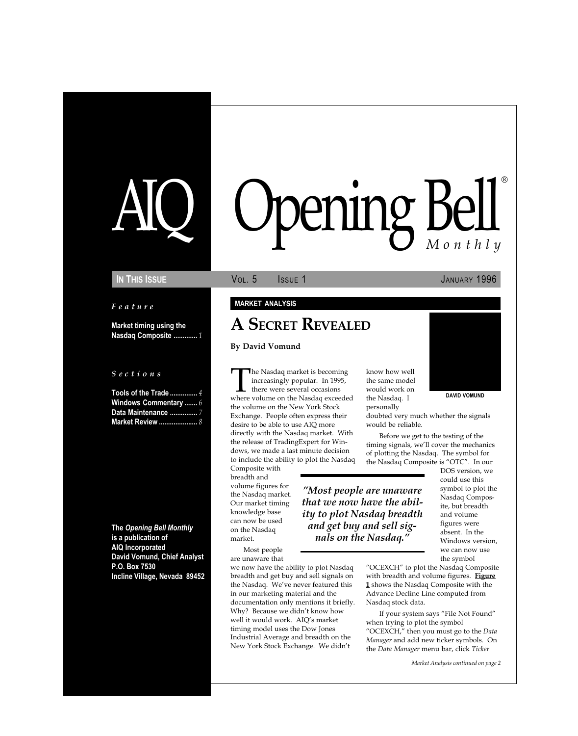# AIQ Opening Bell® Monthly

**IN THIS ISSUE** VOL. 5 ISSUE 1 JANUARY 1996

*Feature*

**Market timing using the Nasdaq Composite ............. 1**

*Sections*

**Tools of the Trade ............... 4**
**Windows Commentary ....... 6**
**Data Maintenance ............... 7**
**Market Review ..................... 8**

**The *Opening Bell Monthly* is a publication of AIQ Incorporated**
**David Vomund, Chief Analyst**
**P.O. Box 7530**
**Incline Village, Nevada 89452**

**MARKET ANALYSIS**

## A SECRET REVEALED

**By David Vomund**

DAVID VOMUND

The Nasdaq market is becoming increasingly popular. In 1995, there were several occasions where volume on the Nasdaq exceeded the volume on the New York Stock Exchange. People often express their desire to be able to use AIQ more directly with the Nasdaq market. With the release of TradingExpert for Windows, we made a last minute decision to include the ability to plot the Nasdaq Composite with breadth and volume figures for the Nasdaq market. Our market timing knowledge base can now be used on the Nasdaq market.

Most people are unaware that we now have the ability to plot Nasdaq breadth and get buy and sell signals on the Nasdaq. We've never featured this in our marketing material and the documentation only mentions it briefly. Why? Because we didn't know how well it would work. AIQ's market timing model uses the Dow Jones Industrial Average and breadth on the New York Stock Exchange. We didn't know how well the same model would work on the Nasdaq. I personally doubted very much whether the signals would be reliable.

> *"Most people are unaware that we now have the ability to plot Nasdaq breadth and get buy and sell signals on the Nasdaq."*

Before we get to the testing of the timing signals, we'll cover the mechanics of plotting the Nasdaq. The symbol for the Nasdaq Composite is "OTC". In our DOS version, we could use this symbol to plot the Nasdaq Composite, but breadth and volume figures were absent. In the Windows version, we can now use the symbol "OCEXCH" to plot the Nasdaq Composite with breadth and volume figures. **Figure 1** shows the Nasdaq Composite with the Advance Decline Line computed from Nasdaq stock data.

If your system says "File Not Found" when trying to plot the symbol "OCEXCH," then you must go to the *Data Manager* and add new ticker symbols. On the *Data Manager* menu bar, click *Ticker*

*Market Analysis continued on page 2*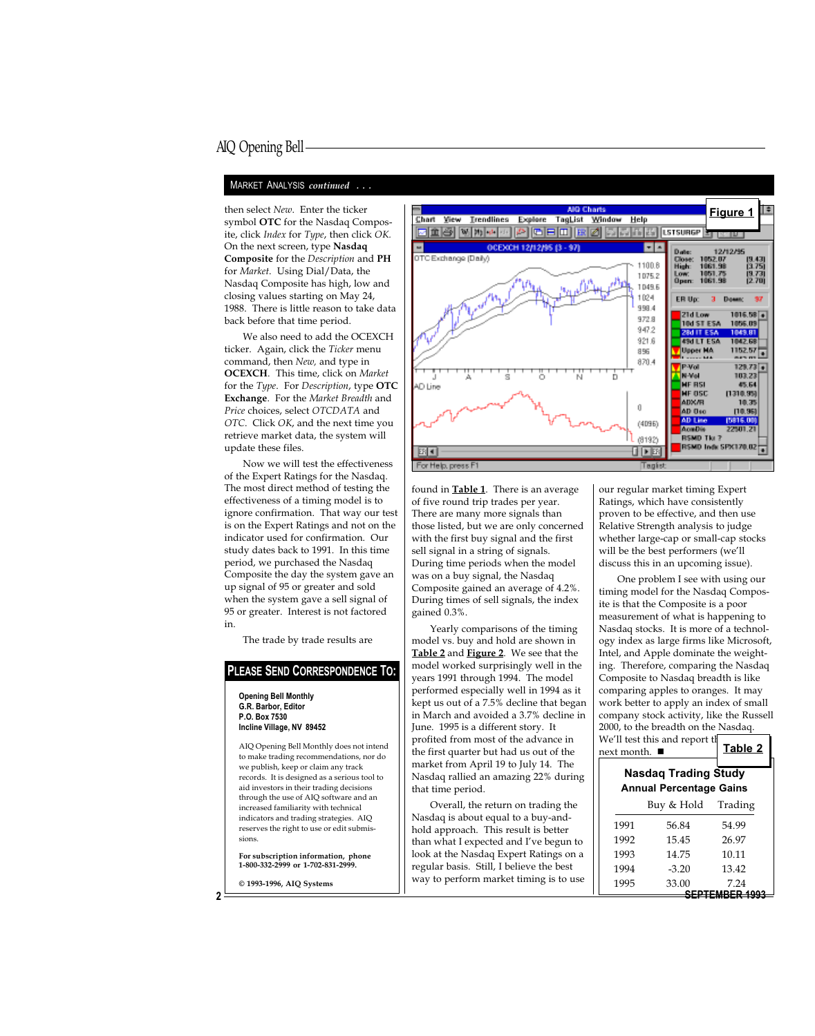MARKET ANALYSIS *continued* . . .

then select *New*. Enter the ticker symbol **OTC** for the Nasdaq Composite, click *Index* for *Type*, then click *OK*. On the next screen, type **Nasdaq Composite** for the *Description* and **PH** for *Market*. Using Dial/Data, the Nasdaq Composite has high, low and closing values starting on May 24, 1988. There is little reason to take data back before that time period.

We also need to add the OCEXCH ticker. Again, click the *Ticker* menu command, then *New*, and type in **OCEXCH**. This time, click on *Market* for the *Type*. For *Description*, type **OTC Exchange**. For the *Market Breadth* and *Price* choices, select *OTCDATA* and *OTC*. Click *OK*, and the next time you retrieve market data, the system will update these files.

Now we will test the effectiveness of the Expert Ratings for the Nasdaq. The most direct method of testing the effectiveness of a timing model is to ignore confirmation. That way our test is on the Expert Ratings and not on the indicator used for confirmation. Our study dates back to 1991. In this time period, we purchased the Nasdaq Composite the day the system gave an up signal of 95 or greater and sold when the system gave a sell signal of 95 or greater. Interest is not factored in.

The trade by trade results are found in **Table 1**. There is an average of five round trip trades per year. There are many more signals than those listed, but we are only concerned with the first buy signal and the first sell signal in a string of signals. During time periods when the model was on a buy signal, the Nasdaq Composite gained an average of 4.2%. During times of sell signals, the index gained 0.3%.

Yearly comparisons of the timing model vs. buy and hold are shown in **Table 2** and **Figure 2**. We see that the model worked surprisingly well in the years 1991 through 1994. The model performed especially well in 1994 as it kept us out of a 7.5% decline that began in March and avoided a 3.7% decline in June. 1995 is a different story. It profited from most of the advance in the first quarter but had us out of the market from April 19 to July 14. The Nasdaq rallied an amazing 22% during that time period.

Overall, the return on trading the Nasdaq is about equal to a buy-and-hold approach. This result is better than what I expected and I've begun to look at the Nasdaq Expert Ratings on a regular basis. Still, I believe the best way to perform market timing is to use our regular market timing Expert Ratings, which have consistently proven to be effective, and then use Relative Strength analysis to judge whether large-cap or small-cap stocks will be the best performers (we'll discuss this in an upcoming issue).

One problem I see with using our timing model for the Nasdaq Composite is that the Composite is a poor measurement of what is happening to Nasdaq stocks. It is more of a technology index as large firms like Microsoft, Intel, and Apple dominate the weighting. Therefore, comparing the Nasdaq Composite to Nasdaq breadth is like comparing apples to oranges. It may work better to apply an index of small company stock activity, like the Russell 2000, to the breadth on the Nasdaq. We'll test this and report the results next month. ■

**Figure 1**

**Table 2**

**Nasdaq Trading Study**
**Annual Percentage Gains**

| | Buy & Hold | Trading |
|---|---|---|
| 1991 | 56.84 | 54.99 |
| 1992 | 15.45 | 26.97 |
| 1993 | 14.75 | 10.11 |
| 1994 | -3.20 | 13.42 |
| 1995 | 33.00 | 7.24 |

## PLEASE SEND CORRESPONDENCE TO:

**Opening Bell Monthly**
**G.R. Barbor, Editor**
**P.O. Box 7530**
**Incline Village, NV 89452**

AIQ Opening Bell Monthly does not intend to make trading recommendations, nor do we publish, keep or claim any track records. It is designed as a serious tool to aid investors in their trading decisions through the use of AIQ software and an increased familiarity with technical indicators and trading strategies. AIQ reserves the right to use or edit submissions.

**For subscription information, phone 1-800-332-2999 or 1-702-831-2999.**

**© 1993-1996, AIQ Systems**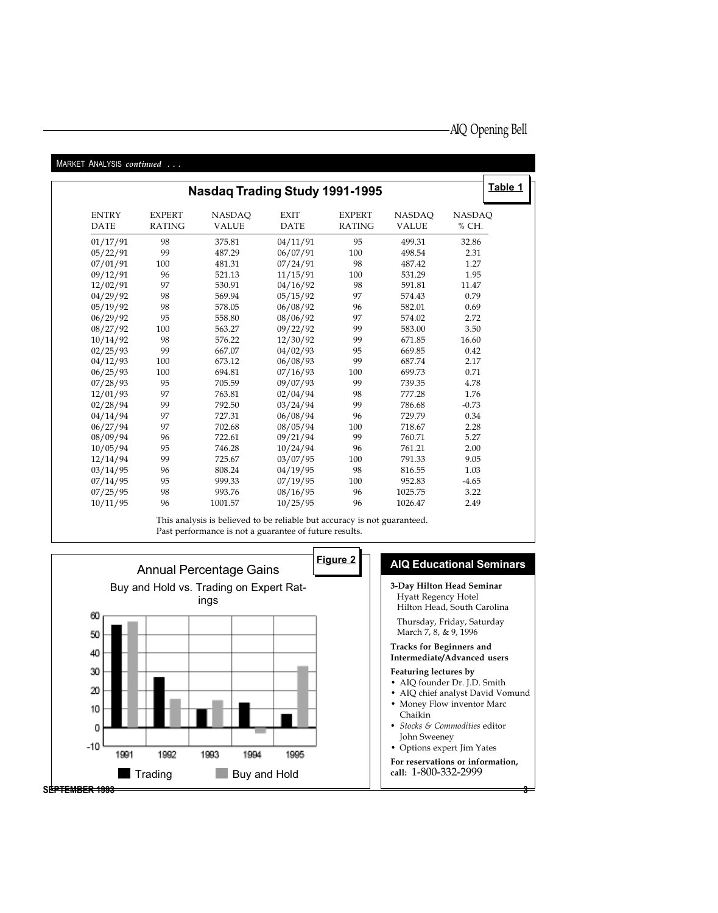MARKET ANALYSIS *continued* . . .

## Nasdaq Trading Study 1991-1995

**Table 1**

| ENTRY DATE | EXPERT RATING | NASDAQ VALUE | EXIT DATE | EXPERT RATING | NASDAQ VALUE | NASDAQ % CH. |
|---|---|---|---|---|---|---|
| 01/17/91 | 98 | 375.81 | 04/11/91 | 95 | 499.31 | 32.86 |
| 05/22/91 | 99 | 487.29 | 06/07/91 | 100 | 498.54 | 2.31 |
| 07/01/91 | 100 | 481.31 | 07/24/91 | 98 | 487.42 | 1.27 |
| 09/12/91 | 96 | 521.13 | 11/15/91 | 100 | 531.29 | 1.95 |
| 12/02/91 | 97 | 530.91 | 04/16/92 | 98 | 591.81 | 11.47 |
| 04/29/92 | 98 | 569.94 | 05/15/92 | 97 | 574.43 | 0.79 |
| 05/19/92 | 98 | 578.05 | 06/08/92 | 96 | 582.01 | 0.69 |
| 06/29/92 | 95 | 558.80 | 08/06/92 | 97 | 574.02 | 2.72 |
| 08/27/92 | 100 | 563.27 | 09/22/92 | 99 | 583.00 | 3.50 |
| 10/14/92 | 98 | 576.22 | 12/30/92 | 99 | 671.85 | 16.60 |
| 02/25/93 | 99 | 667.07 | 04/02/93 | 95 | 669.85 | 0.42 |
| 04/12/93 | 100 | 673.12 | 06/08/93 | 99 | 687.74 | 2.17 |
| 06/25/93 | 100 | 694.81 | 07/16/93 | 100 | 699.73 | 0.71 |
| 07/28/93 | 95 | 705.59 | 09/07/93 | 99 | 739.35 | 4.78 |
| 12/01/93 | 97 | 763.81 | 02/04/94 | 98 | 777.28 | 1.76 |
| 02/28/94 | 99 | 792.50 | 03/24/94 | 99 | 786.68 | -0.73 |
| 04/14/94 | 97 | 727.31 | 06/08/94 | 96 | 729.79 | 0.34 |
| 06/27/94 | 97 | 702.68 | 08/05/94 | 100 | 718.67 | 2.28 |
| 08/09/94 | 96 | 722.61 | 09/21/94 | 99 | 760.71 | 5.27 |
| 10/05/94 | 95 | 746.28 | 10/24/94 | 96 | 761.21 | 2.00 |
| 12/14/94 | 99 | 725.67 | 03/07/95 | 100 | 791.33 | 9.05 |
| 03/14/95 | 96 | 808.24 | 04/19/95 | 98 | 816.55 | 1.03 |
| 07/14/95 | 95 | 999.33 | 07/19/95 | 100 | 952.83 | -4.65 |
| 07/25/95 | 98 | 993.76 | 08/16/95 | 96 | 1025.75 | 3.22 |
| 10/11/95 | 96 | 1001.57 | 10/25/95 | 96 | 1026.47 | 2.49 |

This analysis is believed to be reliable but accuracy is not guaranteed.
Past performance is not a guarantee of future results.

**Figure 2**

Annual Percentage Gains

Buy and Hold vs. Trading on Expert Ratings

Trading | Buy and Hold

## AIQ Educational Seminars

**3-Day Hilton Head Seminar**
Hyatt Regency Hotel
Hilton Head, South Carolina

Thursday, Friday, Saturday
March 7, 8, & 9, 1996

**Tracks for Beginners and Intermediate/Advanced users**

**Featuring lectures by**

- AIQ founder Dr. J.D. Smith
- AIQ chief analyst David Vomund
- Money Flow inventor Marc Chaikin
- *Stocks & Commodities* editor John Sweeney
- Options expert Jim Yates

**For reservations or information, call:** 1-800-332-2999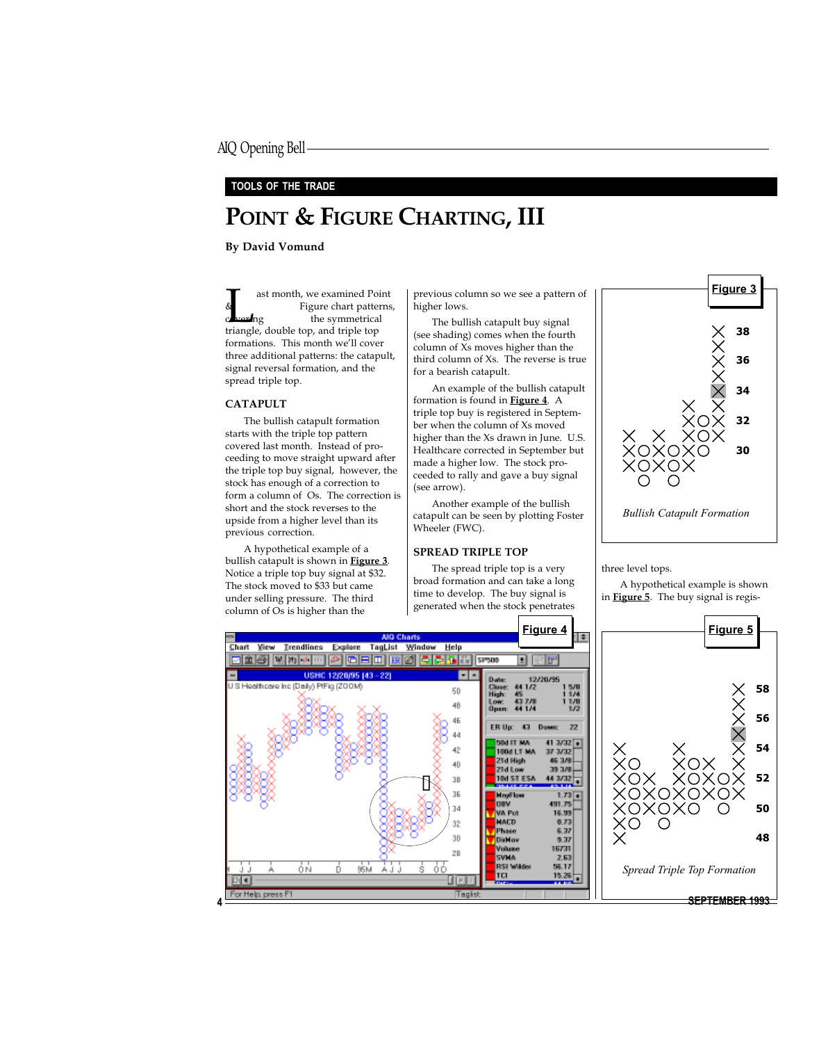## TOOLS OF THE TRADE

# POINT & FIGURE CHARTING, III

**By David Vomund**

Last month, we examined Point & Figure chart patterns, covering the symmetrical triangle, double top, and triple top formations. This month we'll cover three additional patterns: the catapult, signal reversal formation, and the spread triple top.

### CATAPULT

The bullish catapult formation starts with the triple top pattern covered last month. Instead of proceeding to move straight upward after the triple top buy signal, however, the stock has enough of a correction to form a column of Os. The correction is short and the stock reverses to the upside from a higher level than its previous correction.

A hypothetical example of a bullish catapult is shown in **Figure 3**. Notice a triple top buy signal at $32. The stock moved to $33 but came under selling pressure. The third column of Os is higher than the previous column so we see a pattern of higher lows.

The bullish catapult buy signal (see shading) comes when the fourth column of Xs moves higher than the third column of Xs. The reverse is true for a bearish catapult.

An example of the bullish catapult formation is found in **Figure 4**. A triple top buy is registered in September when the column of Xs moved higher than the Xs drawn in June. U.S. Healthcare corrected in September but made a higher low. The stock proceeded to rally and gave a buy signal (see arrow).

Another example of the bullish catapult can be seen by plotting Foster Wheeler (FWC).

**Figure 3**

*Bullish Catapult Formation*

### SPREAD TRIPLE TOP

The spread triple top is a very broad formation and can take a long time to develop. The buy signal is generated when the stock penetrates three level tops.

A hypothetical example is shown in **Figure 5**. The buy signal is regis-

**Figure 4**

**Figure 5**

*Spread Triple Top Formation*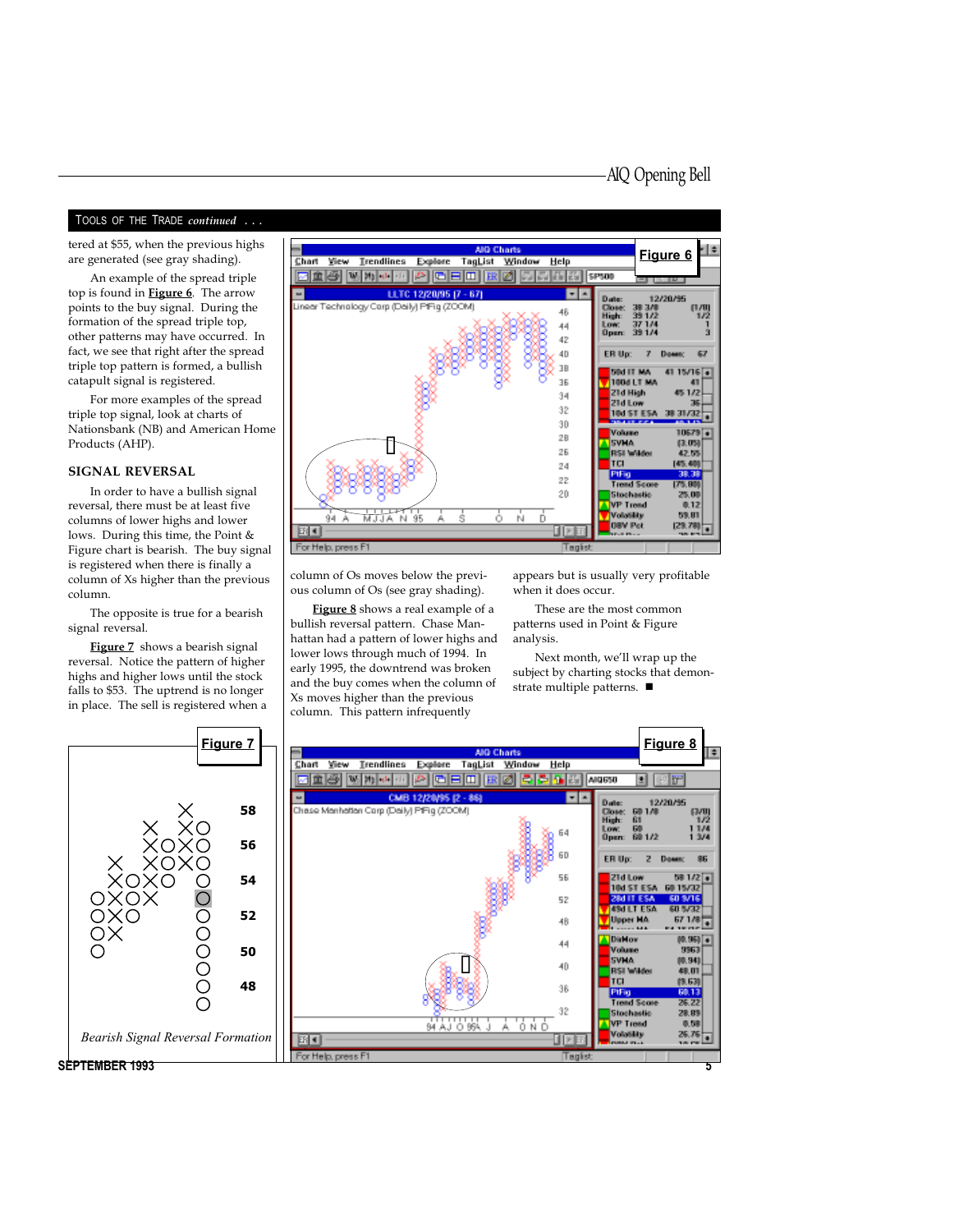## TOOLS OF THE TRADE *continued . . .*

tered at $55, when the previous highs are generated (see gray shading).

An example of the spread triple top is found in **Figure 6**. The arrow points to the buy signal. During the formation of the spread triple top, other patterns may have occurred. In fact, we see that right after the spread triple top pattern is formed, a bullish catapult signal is registered.

For more examples of the spread triple top signal, look at charts of Nationsbank (NB) and American Home Products (AHP).

### SIGNAL REVERSAL

In order to have a bullish signal reversal, there must be at least five columns of lower highs and lower lows. During this time, the Point & Figure chart is bearish. The buy signal is registered when there is finally a column of Xs higher than the previous column.

The opposite is true for a bearish signal reversal.

**Figure 7** shows a bearish signal reversal. Notice the pattern of higher highs and higher lows until the stock falls to $53. The uptrend is no longer in place. The sell is registered when a column of Os moves below the previous column of Os (see gray shading).

**Figure 8** shows a real example of a bullish reversal pattern. Chase Manhattan had a pattern of lower highs and lower lows through much of 1994. In early 1995, the downtrend was broken and the buy comes when the column of Xs moves higher than the previous column. This pattern infrequently appears but is usually very profitable when it does occur.

These are the most common patterns used in Point & Figure analysis.

Next month, we'll wrap up the subject by charting stocks that demonstrate multiple patterns. ■

**Figure 6**

**Figure 7**

*Bearish Signal Reversal Formation*

**Figure 8**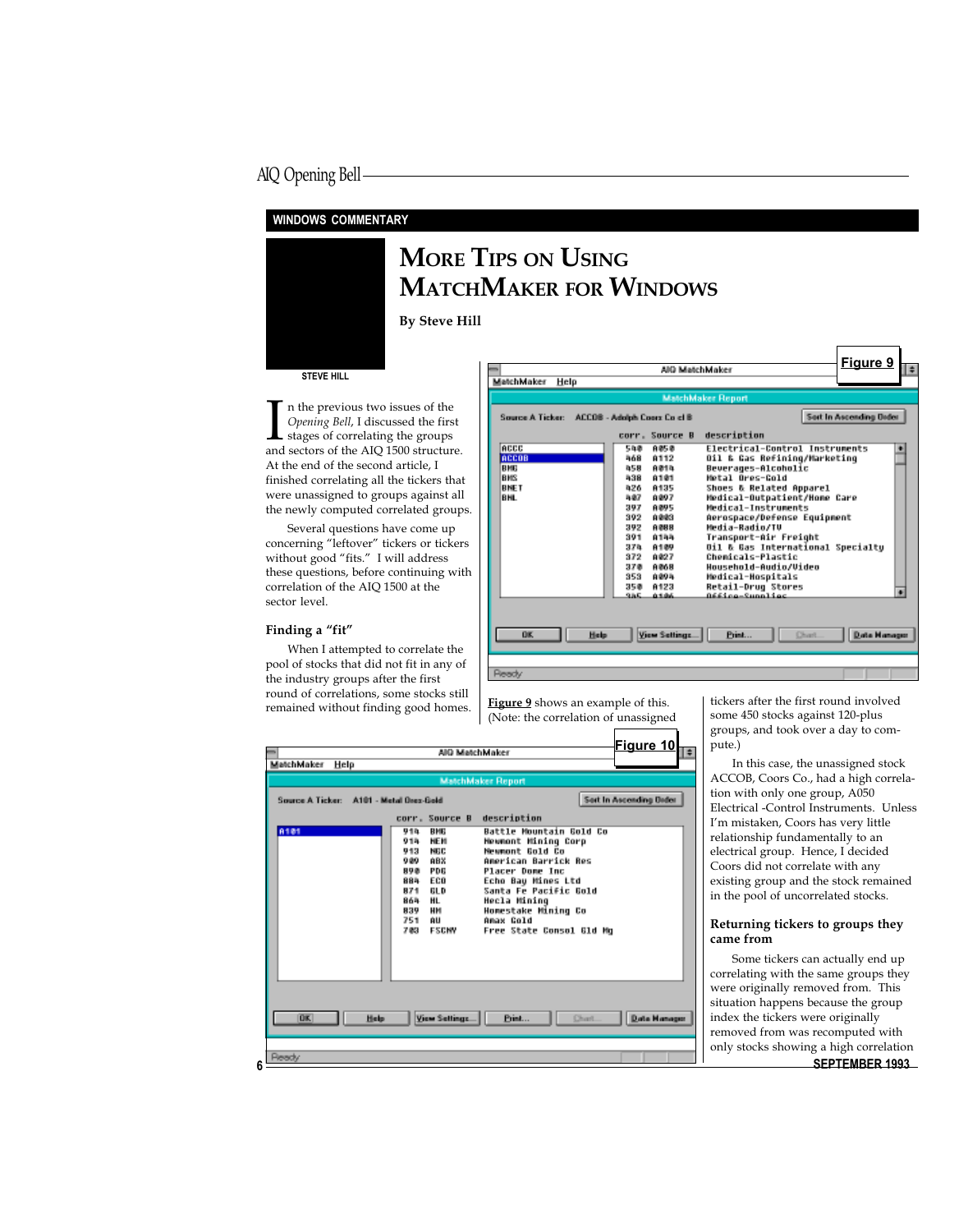WINDOWS COMMENTARY

# More Tips on Using MatchMaker for Windows

**By Steve Hill**

STEVE HILL

In the previous two issues of the *Opening Bell*, I discussed the first stages of correlating the groups and sectors of the AIQ 1500 structure. At the end of the second article, I finished correlating all the tickers that were unassigned to groups against all the newly computed correlated groups.

Several questions have come up concerning "leftover" tickers or tickers without good "fits." I will address these questions, before continuing with correlation of the AIQ 1500 at the sector level.

### Finding a "fit"

When I attempted to correlate the pool of stocks that did not fit in any of the industry groups after the first round of correlations, some stocks still remained without finding good homes. Figure 9 shows an example of this. (Note: the correlation of unassigned tickers after the first round involved some 450 stocks against 120-plus groups, and took over a day to compute.)

**Figure 9**

AIQ MatchMaker — MatchMaker Report

Source A Ticker: ACCOB - Adolph Coors Co cl B

Tickers: ACCC, ACCOB, BMG, BMS, BNET, BNL

| corr. | Source B | description |
|---|---|---|
| 540 | A050 | Electrical-Control Instruments |
| 468 | A112 | Oil & Gas Refining/Marketing |
| 458 | A014 | Beverages-Alcoholic |
| 438 | A101 | Metal Ores-Gold |
| 426 | A135 | Shoes & Related Apparel |
| 407 | A097 | Medical-Outpatient/Home Care |
| 397 | A095 | Medical-Instruments |
| 392 | A003 | Aerospace/Defense Equipment |
| 392 | A088 | Media-Radio/TV |
| 391 | A144 | Transport-Air Freight |
| 374 | A109 | Oil & Gas International Specialty |
| 372 | A027 | Chemicals-Plastic |
| 370 | A068 | Household-Audio/Video |
| 353 | A094 | Medical-Hospitals |
| 350 | A123 | Retail-Drug Stores |
| 345 | A106 | Office-Supplies |

**Figure 10**

AIQ MatchMaker — MatchMaker Report

Source A Ticker: A101 - Metal Ores-Gold

| corr. | Source B | description |
|---|---|---|
| 914 | BMG | Battle Mountain Gold Co |
| 914 | NEM | Newmont Mining Corp |
| 913 | NGC | Newmont Gold Co |
| 909 | ABX | American Barrick Res |
| 890 | PDG | Placer Dome Inc |
| 884 | ECO | Echo Bay Mines Ltd |
| 871 | GLD | Santa Fe Pacific Gold |
| 864 | HL | Hecla Mining |
| 839 | HM | Homestake Mining Co |
| 751 | AU | Amax Gold |
| 703 | FSCNV | Free State Consol Gld Mg |

In this case, the unassigned stock ACCOB, Coors Co., had a high correlation with only one group, A050 Electrical -Control Instruments. Unless I'm mistaken, Coors has very little relationship fundamentally to an electrical group. Hence, I decided Coors did not correlate with any existing group and the stock remained in the pool of uncorrelated stocks.

### Returning tickers to groups they came from

Some tickers can actually end up correlating with the same groups they were originally removed from. This situation happens because the group index the tickers were originally removed from was recomputed with only stocks showing a high correlation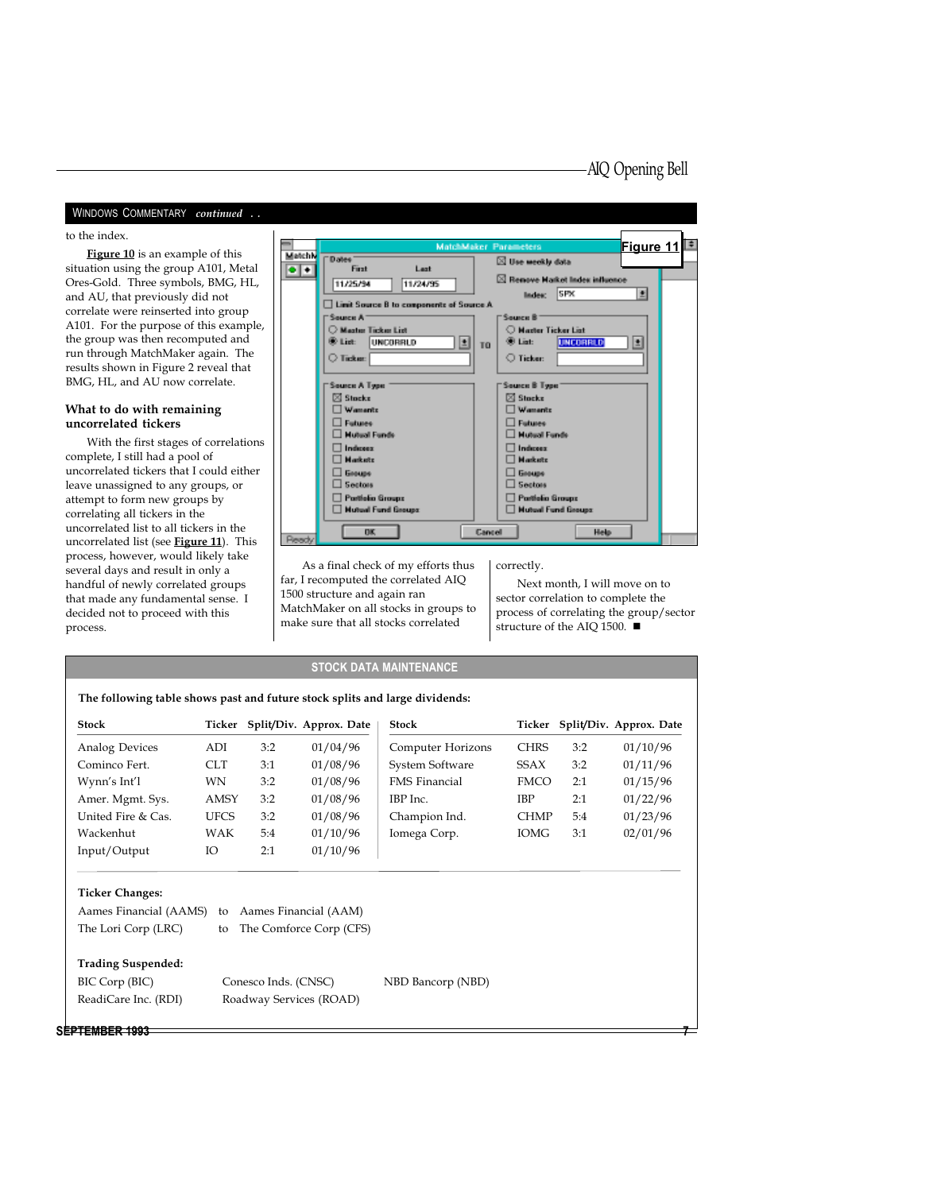## WINDOWS COMMENTARY *continued . .*

to the index.

**Figure 10** is an example of this situation using the group A101, Metal Ores-Gold. Three symbols, BMG, HL, and AU, that previously did not correlate were reinserted into group A101. For the purpose of this example, the group was then recomputed and run through MatchMaker again. The results shown in Figure 2 reveal that BMG, HL, and AU now correlate.

### What to do with remaining uncorrelated tickers

With the first stages of correlations complete, I still had a pool of uncorrelated tickers that I could either leave unassigned to any groups, or attempt to form new groups by correlating all tickers in the uncorrelated list to all tickers in the uncorrelated list (see **Figure 11**). This process, however, would likely take several days and result in only a handful of newly correlated groups that made any fundamental sense. I decided not to proceed with this process.

**Figure 11**

As a final check of my efforts thus far, I recomputed the correlated AIQ 1500 structure and again ran MatchMaker on all stocks in groups to make sure that all stocks correlated correctly.

Next month, I will move on to sector correlation to complete the process of correlating the group/sector structure of the AIQ 1500. ■

## STOCK DATA MAINTENANCE

**The following table shows past and future stock splits and large dividends:**

| Stock | Ticker | Split/Div. | Approx. Date |
|---|---|---|---|
| Analog Devices | ADI | 3:2 | 01/04/96 |
| Cominco Fert. | CLT | 3:1 | 01/08/96 |
| Wynn's Int'l | WN | 3:2 | 01/08/96 |
| Amer. Mgmt. Sys. | AMSY | 3:2 | 01/08/96 |
| United Fire & Cas. | UFCS | 3:2 | 01/08/96 |
| Wackenhut | WAK | 5:4 | 01/10/96 |
| Input/Output | IO | 2:1 | 01/10/96 |
| Computer Horizons | CHRS | 3:2 | 01/10/96 |
| System Software | SSAX | 3:2 | 01/11/96 |
| FMS Financial | FMCO | 2:1 | 01/15/96 |
| IBP Inc. | IBP | 2:1 | 01/22/96 |
| Champion Ind. | CHMP | 5:4 | 01/23/96 |
| Iomega Corp. | IOMG | 3:1 | 02/01/96 |

**Ticker Changes:**

Aames Financial (AAMS) to Aames Financial (AAM)
The Lori Corp (LRC) to The Comforce Corp (CFS)

**Trading Suspended:**

BIC Corp (BIC)
ReadiCare Inc. (RDI)
Conesco Inds. (CNSC)
Roadway Services (ROAD)
NBD Bancorp (NBD)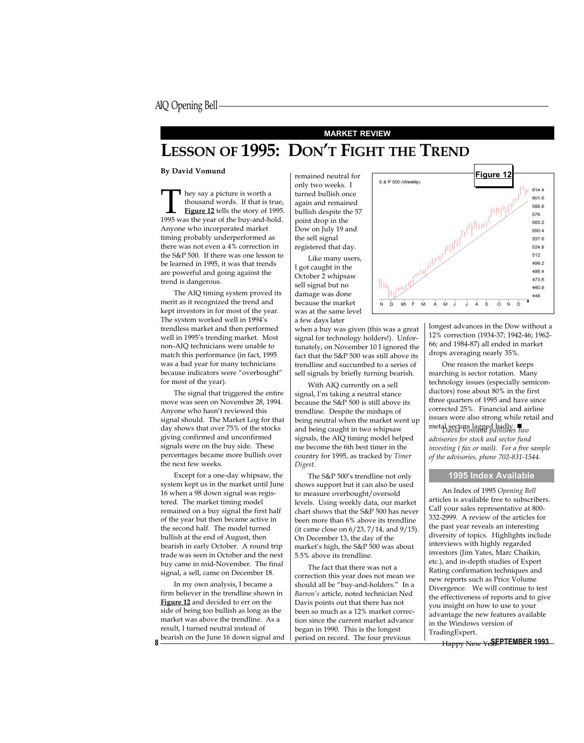MARKET REVIEW

# LESSON OF 1995: DON'T FIGHT THE TREND

**By David Vomund**

They say a picture is worth a thousand words. If that is true, **Figure 12** tells the story of 1995. 1995 was the year of the buy-and-hold. Anyone who incorporated market timing probably underperformed as there was not even a 4% correction in the S&P 500. If there was one lesson to be learned in 1995, it was that trends are powerful and going against the trend is dangerous.

The AIQ timing system proved its merit as it recognized the trend and kept investors in for most of the year. The system worked well in 1994's trendless market and then performed well in 1995's trending market. Most non-AIQ technicians were unable to match this performance (in fact, 1995 was a bad year for many technicians because indicators were "overbought" for most of the year).

The signal that triggered the entire move was seen on November 28, 1994. Anyone who hasn't reviewed this signal should. The Market Log for that day shows that over 75% of the stocks giving confirmed and unconfirmed signals were on the buy side. These percentages became more bullish over the next few weeks.

Except for a one-day whipsaw, the system kept us in the market until June 16 when a 98 down signal was registered. The market timing model remained on a buy signal the first half of the year but then became active in the second half. The model turned bullish at the end of August, then bearish in early October. A round trip trade was seen in October and the next buy came in mid-November. The final signal, a sell, came on December 18.

In my own analysis, I became a firm believer in the trendline shown in **Figure 12** and decided to err on the side of being too bullish as long as the market was above the trendline. As a result, I turned neutral instead of bearish on the June 16 down signal and remained neutral for only two weeks. I turned bullish once again and remained bullish despite the 57 point drop in the Dow on July 19 and the sell signal registered that day.

**Figure 12**

S & P 500 (Weekly)

614.4
601.6
588.8
576
563.2
550.4
537.6
524.8
512
499.2
486.4
473.6
460.8
448

N D 95 F M A M J J A S O N D

Like many users, I got caught in the October 2 whipsaw sell signal but no damage was done because the market was at the same level a few days later when a buy was given (this was a great signal for technology holders!). Unfortunately, on November 10 I ignored the fact that the S&P 500 was still above its trendline and succumbed to a series of sell signals by briefly turning bearish.

With AIQ currently on a sell signal, I'm taking a neutral stance because the S&P 500 is still above its trendline. Despite the mishaps of being neutral when the market went up and being caught in two whipsaw signals, the AIQ timing model helped me become the 6th best timer in the country for 1995, as tracked by *Timer Digest*.

The S&P 500's trendline not only shows support but it can also be used to measure overbought/oversold levels. Using weekly data, our market chart shows that the S&P 500 has never been more than 6% above its trendline (it came close on 6/23, 7/14, and 9/15). On December 13, the day of the market's high, the S&P 500 was about 5.5% above its trendline.

The fact that there was not a correction this year does not mean we should all be "buy-and-holders." In a *Barron's* article, noted technician Ned Davis points out that there has not been so much as a 12% market correction since the current market advance began in 1990. This is the longest period on record. The four previous longest advances in the Dow without a 12% correction (1934-37; 1942-46; 1962-66; and 1984-87) all ended in market drops averaging nearly 35%.

One reason the market keeps marching is sector rotation. Many technology issues (especially semiconductors) rose about 80% in the first three quarters of 1995 and have since corrected 25%. Financial and airline issues were also strong while retail and metal sectors lagged badly. ■

*David Vomund publishes two advisories for stock and sector fund investing ( fax or mail). For a free sample of the advisories, phone 702-831-1544.*

## 1995 Index Available

An Index of 1995 *Opening Bell* articles is available free to subscribers. Call your sales representative at 800-332-2999. A review of the articles for the past year reveals an interesting diversity of topics. Highlights include interviews with highly regarded investors (Jim Yates, Marc Chaikin, etc.), and in-depth studies of Expert Rating confirmation techniques and new reports such as Price Volume Divergence. We will continue to test the effectiveness of reports and to give you insight on how to use to your advantage the new features available in the Windows version of TradingExpert.

Happy New Year.